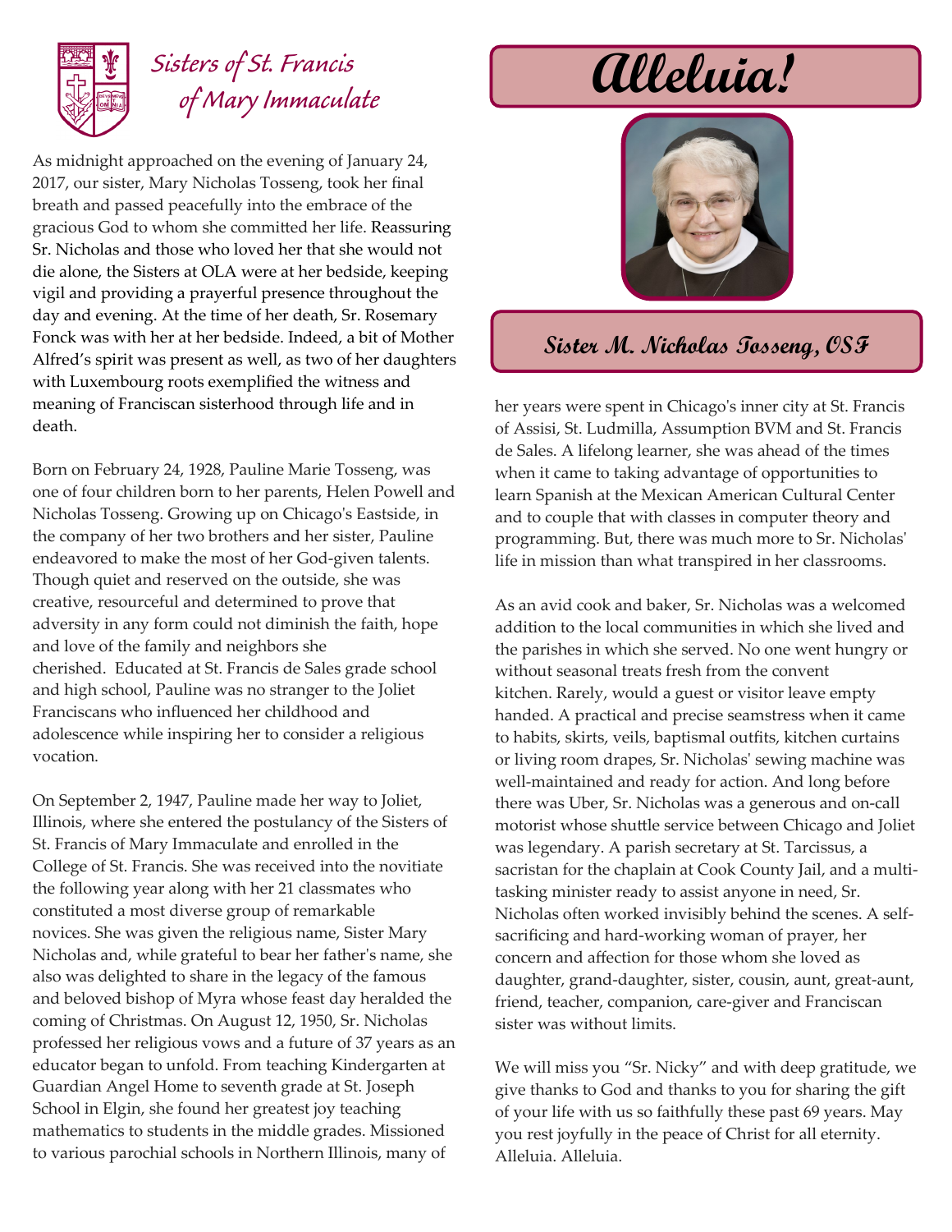Sisters of St. Francis of Mary Immaculate

# Alleluia!

## Sister M. Nicholas Tosseng, OSF

As midnight approached on the evening of January 24, 2017, our sister, Mary Nicholas Tosseng, took her final breath and passed peacefully into the embrace of the gracious God to whom she committed her life. Reassuring Sr. Nicholas and those who loved her that she would not die alone, the Sisters at OLA were at her bedside, keeping vigil and providing a prayerful presence throughout the day and evening. At the time of her death, Sr. Rosemary Fonck was with her at her bedside. Indeed, a bit of Mother Alfred's spirit was present as well, as two of her daughters with Luxembourg roots exemplified the witness and meaning of Franciscan sisterhood through life and in death.

Born on February 24, 1928, Pauline Marie Tosseng, was one of four children born to her parents, Helen Powell and Nicholas Tosseng. Growing up on Chicago's Eastside, in the company of her two brothers and her sister, Pauline endeavored to make the most of her God-given talents. Though quiet and reserved on the outside, she was creative, resourceful and determined to prove that adversity in any form could not diminish the faith, hope and love of the family and neighbors she cherished. Educated at St. Francis de Sales grade school and high school, Pauline was no stranger to the Joliet Franciscans who influenced her childhood and adolescence while inspiring her to consider a religious vocation.

On September 2, 1947, Pauline made her way to Joliet, Illinois, where she entered the postulancy of the Sisters of St. Francis of Mary Immaculate and enrolled in the College of St. Francis. She was received into the novitiate the following year along with her 21 classmates who constituted a most diverse group of remarkable novices. She was given the religious name, Sister Mary Nicholas and, while grateful to bear her father's name, she also was delighted to share in the legacy of the famous and beloved bishop of Myra whose feast day heralded the coming of Christmas. On August 12, 1950, Sr. Nicholas professed her religious vows and a future of 37 years as an educator began to unfold. From teaching Kindergarten at Guardian Angel Home to seventh grade at St. Joseph School in Elgin, she found her greatest joy teaching mathematics to students in the middle grades. Missioned to various parochial schools in Northern Illinois, many of her years were spent in Chicago's inner city at St. Francis of Assisi, St. Ludmilla, Assumption BVM and St. Francis de Sales. A lifelong learner, she was ahead of the times when it came to taking advantage of opportunities to learn Spanish at the Mexican American Cultural Center and to couple that with classes in computer theory and programming. But, there was much more to Sr. Nicholas' life in mission than what transpired in her classrooms.

As an avid cook and baker, Sr. Nicholas was a welcomed addition to the local communities in which she lived and the parishes in which she served. No one went hungry or without seasonal treats fresh from the convent kitchen. Rarely, would a guest or visitor leave empty handed. A practical and precise seamstress when it came to habits, skirts, veils, baptismal outfits, kitchen curtains or living room drapes, Sr. Nicholas' sewing machine was well-maintained and ready for action. And long before there was Uber, Sr. Nicholas was a generous and on-call motorist whose shuttle service between Chicago and Joliet was legendary. A parish secretary at St. Tarcissus, a sacristan for the chaplain at Cook County Jail, and a multi-tasking minister ready to assist anyone in need, Sr. Nicholas often worked invisibly behind the scenes. A self-sacrificing and hard-working woman of prayer, her concern and affection for those whom she loved as daughter, grand-daughter, sister, cousin, aunt, great-aunt, friend, teacher, companion, care-giver and Franciscan sister was without limits.

We will miss you "Sr. Nicky" and with deep gratitude, we give thanks to God and thanks to you for sharing the gift of your life with us so faithfully these past 69 years. May you rest joyfully in the peace of Christ for all eternity. Alleluia. Alleluia.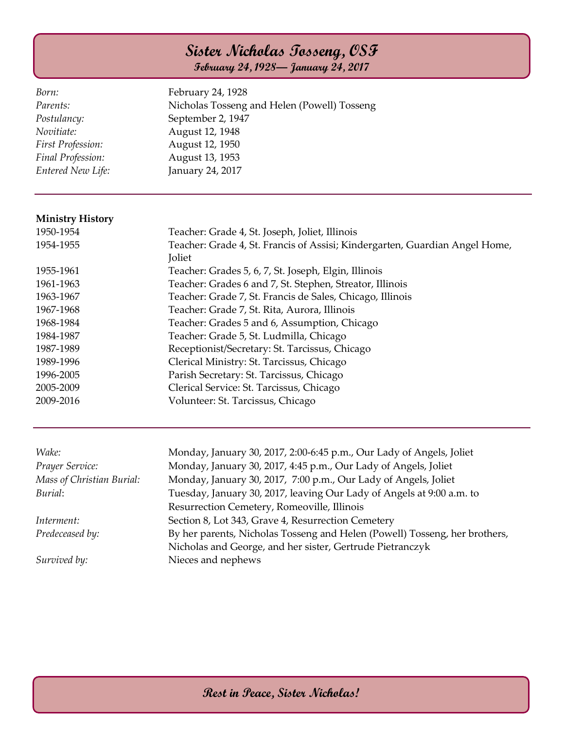# Sister Nicholas Tosseng, OSF

**February 24, 1928— January 24, 2017**

| | |
|---|---|
| *Born:* | February 24, 1928 |
| *Parents:* | Nicholas Tosseng and Helen (Powell) Tosseng |
| *Postulancy:* | September 2, 1947 |
| *Novitiate:* | August 12, 1948 |
| *First Profession:* | August 12, 1950 |
| *Final Profession:* | August 13, 1953 |
| *Entered New Life:* | January 24, 2017 |

**Ministry History**

| | |
|---|---|
| 1950-1954 | Teacher: Grade 4, St. Joseph, Joliet, Illinois |
| 1954-1955 | Teacher: Grade 4, St. Francis of Assisi; Kindergarten, Guardian Angel Home, Joliet |
| 1955-1961 | Teacher: Grades 5, 6, 7, St. Joseph, Elgin, Illinois |
| 1961-1963 | Teacher: Grades 6 and 7, St. Stephen, Streator, Illinois |
| 1963-1967 | Teacher: Grade 7, St. Francis de Sales, Chicago, Illinois |
| 1967-1968 | Teacher: Grade 7, St. Rita, Aurora, Illinois |
| 1968-1984 | Teacher: Grades 5 and 6, Assumption, Chicago |
| 1984-1987 | Teacher: Grade 5, St. Ludmilla, Chicago |
| 1987-1989 | Receptionist/Secretary: St. Tarcissus, Chicago |
| 1989-1996 | Clerical Ministry: St. Tarcissus, Chicago |
| 1996-2005 | Parish Secretary: St. Tarcissus, Chicago |
| 2005-2009 | Clerical Service: St. Tarcissus, Chicago |
| 2009-2016 | Volunteer: St. Tarcissus, Chicago |

| | |
|---|---|
| *Wake:* | Monday, January 30, 2017, 2:00-6:45 p.m., Our Lady of Angels, Joliet |
| *Prayer Service:* | Monday, January 30, 2017, 4:45 p.m., Our Lady of Angels, Joliet |
| *Mass of Christian Burial:* | Monday, January 30, 2017, 7:00 p.m., Our Lady of Angels, Joliet |
| *Burial:* | Tuesday, January 30, 2017, leaving Our Lady of Angels at 9:00 a.m. to Resurrection Cemetery, Romeoville, Illinois |
| *Interment:* | Section 8, Lot 343, Grave 4, Resurrection Cemetery |
| *Predeceased by:* | By her parents, Nicholas Tosseng and Helen (Powell) Tosseng, her brothers, Nicholas and George, and her sister, Gertrude Pietranczyk |
| *Survived by:* | Nieces and nephews |

**Rest in Peace, Sister Nicholas!**